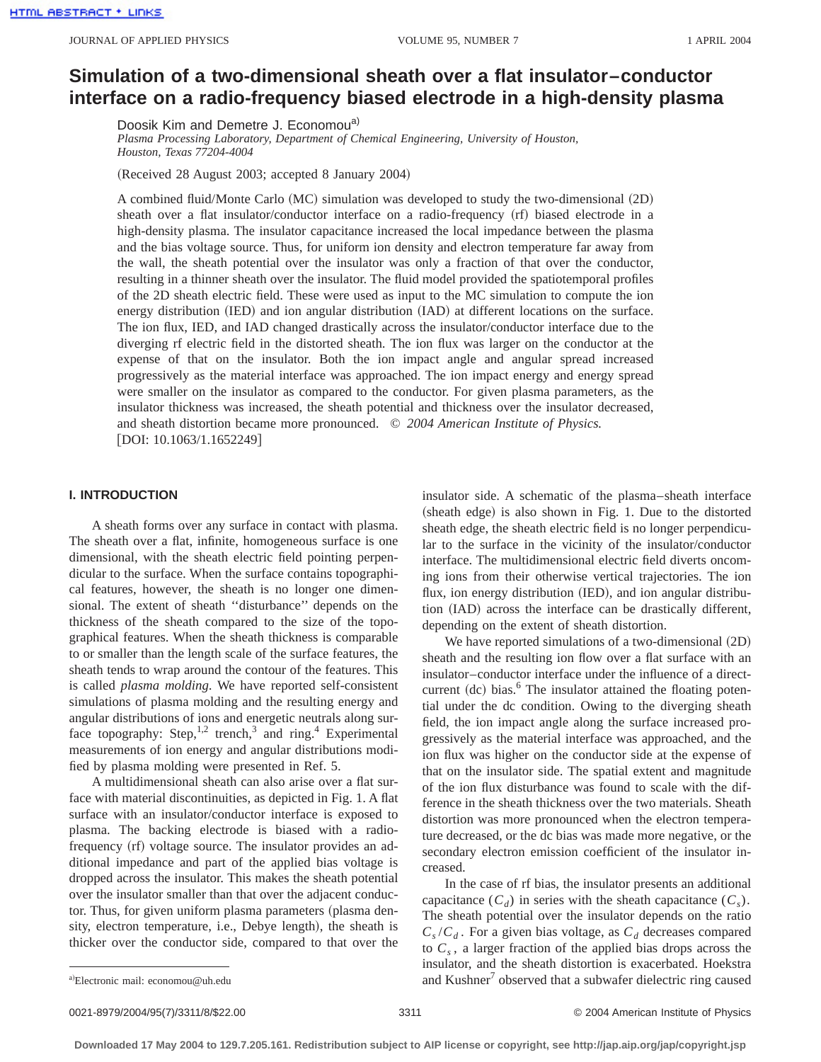# Simulation of a two-dimensional sheath over a flat insulator–conductor interface on a radio-frequency biased electrode in a high-density plasma

Doosik Kim and Demetre J. Economou[a]

*Plasma Processing Laboratory, Department of Chemical Engineering, University of Houston, Houston, Texas 77204-4004*

(Received 28 August 2003; accepted 8 January 2004)

A combined fluid/Monte Carlo (MC) simulation was developed to study the two-dimensional (2D) sheath over a flat insulator/conductor interface on a radio-frequency (rf) biased electrode in a high-density plasma. The insulator capacitance increased the local impedance between the plasma and the bias voltage source. Thus, for uniform ion density and electron temperature far away from the wall, the sheath potential over the insulator was only a fraction of that over the conductor, resulting in a thinner sheath over the insulator. The fluid model provided the spatiotemporal profiles of the 2D sheath electric field. These were used as input to the MC simulation to compute the ion energy distribution (IED) and ion angular distribution (IAD) at different locations on the surface. The ion flux, IED, and IAD changed drastically across the insulator/conductor interface due to the diverging rf electric field in the distorted sheath. The ion flux was larger on the conductor at the expense of that on the insulator. Both the ion impact angle and angular spread increased progressively as the material interface was approached. The ion impact energy and energy spread were smaller on the insulator as compared to the conductor. For given plasma parameters, as the insulator thickness was increased, the sheath potential and thickness over the insulator decreased, and sheath distortion became more pronounced. © *2004 American Institute of Physics.* [DOI: 10.1063/1.1652249]

## I. INTRODUCTION

A sheath forms over any surface in contact with plasma. The sheath over a flat, infinite, homogeneous surface is one dimensional, with the sheath electric field pointing perpendicular to the surface. When the surface contains topographical features, however, the sheath is no longer one dimensional. The extent of sheath ''disturbance'' depends on the thickness of the sheath compared to the size of the topographical features. When the sheath thickness is comparable to or smaller than the length scale of the surface features, the sheath tends to wrap around the contour of the features. This is called *plasma molding*. We have reported self-consistent simulations of plasma molding and the resulting energy and angular distributions of ions and energetic neutrals along surface topography: Step,[1,2] trench,[3] and ring.[4] Experimental measurements of ion energy and angular distributions modified by plasma molding were presented in Ref. 5.

A multidimensional sheath can also arise over a flat surface with material discontinuities, as depicted in Fig. 1. A flat surface with an insulator/conductor interface is exposed to plasma. The backing electrode is biased with a radio-frequency (rf) voltage source. The insulator provides an additional impedance and part of the applied bias voltage is dropped across the insulator. This makes the sheath potential over the insulator smaller than that over the adjacent conductor. Thus, for given uniform plasma parameters (plasma density, electron temperature, i.e., Debye length), the sheath is thicker over the conductor side, compared to that over the insulator side. A schematic of the plasma–sheath interface (sheath edge) is also shown in Fig. 1. Due to the distorted sheath edge, the sheath electric field is no longer perpendicular to the surface in the vicinity of the insulator/conductor interface. The multidimensional electric field diverts oncoming ions from their otherwise vertical trajectories. The ion flux, ion energy distribution (IED), and ion angular distribution (IAD) across the interface can be drastically different, depending on the extent of sheath distortion.

We have reported simulations of a two-dimensional (2D) sheath and the resulting ion flow over a flat surface with an insulator–conductor interface under the influence of a direct-current (dc) bias.[6] The insulator attained the floating potential under the dc condition. Owing to the diverging sheath field, the ion impact angle along the surface increased progressively as the material interface was approached, and the ion flux was higher on the conductor side at the expense of that on the insulator side. The spatial extent and magnitude of the ion flux disturbance was found to scale with the difference in the sheath thickness over the two materials. Sheath distortion was more pronounced when the electron temperature decreased, or the dc bias was made more negative, or the secondary electron emission coefficient of the insulator increased.

In the case of rf bias, the insulator presents an additional capacitance ($C_d$) in series with the sheath capacitance ($C_s$). The sheath potential over the insulator depends on the ratio $C_s/C_d$. For a given bias voltage, as $C_d$ decreases compared to $C_s$, a larger fraction of the applied bias drops across the insulator, and the sheath distortion is exacerbated. Hoekstra and Kushner[7] observed that a subwafer dielectric ring caused

[a]Electronic mail: economou@uh.edu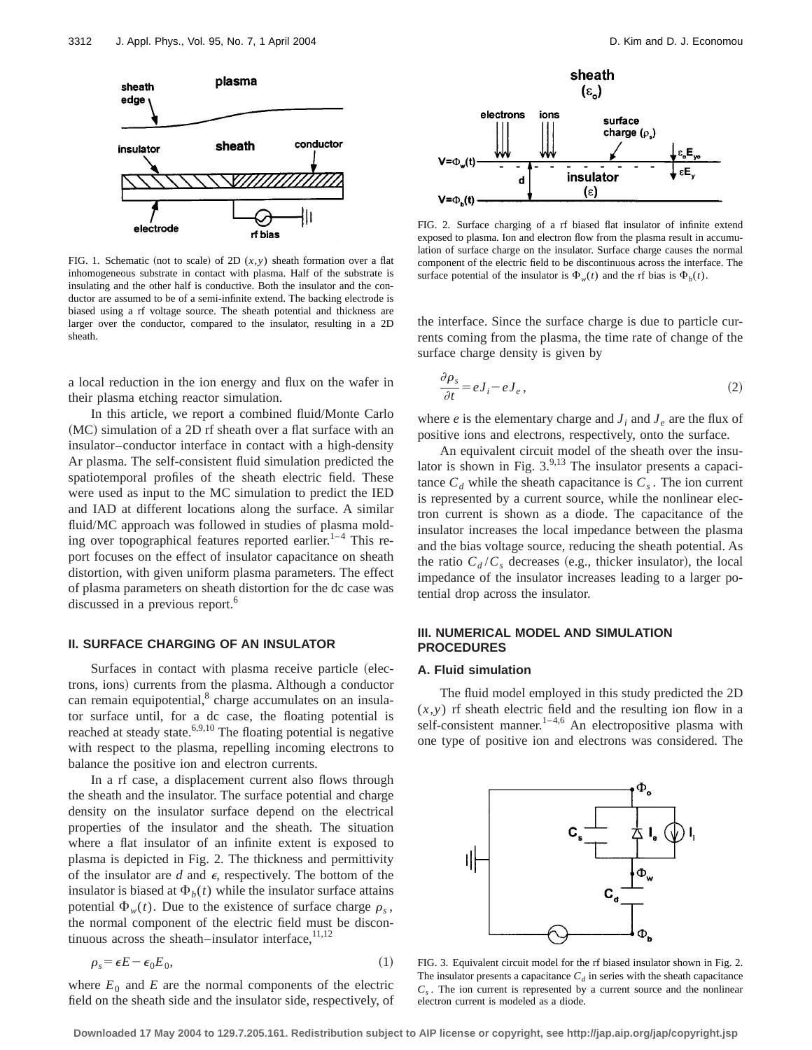FIG. 1. Schematic (not to scale) of 2D $(x,y)$ sheath formation over a flat inhomogeneous substrate in contact with plasma. Half of the substrate is insulating and the other half is conductive. Both the insulator and the conductor are assumed to be of a semi-infinite extend. The backing electrode is biased using a rf voltage source. The sheath potential and thickness are larger over the conductor, compared to the insulator, resulting in a 2D sheath.

a local reduction in the ion energy and flux on the wafer in their plasma etching reactor simulation.

In this article, we report a combined fluid/Monte Carlo (MC) simulation of a 2D rf sheath over a flat surface with an insulator–conductor interface in contact with a high-density Ar plasma. The self-consistent fluid simulation predicted the spatiotemporal profiles of the sheath electric field. These were used as input to the MC simulation to predict the IED and IAD at different locations along the surface. A similar fluid/MC approach was followed in studies of plasma molding over topographical features reported earlier.[1–4] This report focuses on the effect of insulator capacitance on sheath distortion, with given uniform plasma parameters. The effect of plasma parameters on sheath distortion for the dc case was discussed in a previous report.[6]

## II. SURFACE CHARGING OF AN INSULATOR

Surfaces in contact with plasma receive particle (electrons, ions) currents from the plasma. Although a conductor can remain equipotential,[8] charge accumulates on an insulator surface until, for a dc case, the floating potential is reached at steady state.[6,9,10] The floating potential is negative with respect to the plasma, repelling incoming electrons to balance the positive ion and electron currents.

In a rf case, a displacement current also flows through the sheath and the insulator. The surface potential and charge density on the insulator surface depend on the electrical properties of the insulator and the sheath. The situation where a flat insulator of an infinite extent is exposed to plasma is depicted in Fig. 2. The thickness and permittivity of the insulator are $d$ and $\epsilon$, respectively. The bottom of the insulator is biased at $\Phi_b(t)$ while the insulator surface attains potential $\Phi_w(t)$. Due to the existence of surface charge $\rho_s$, the normal component of the electric field must be discontinuous across the sheath–insulator interface,[11,12]

$$\rho_s = \epsilon E - \epsilon_0 E_0, \tag{1}$$

where $E_0$ and $E$ are the normal components of the electric field on the sheath side and the insulator side, respectively, of

FIG. 2. Surface charging of a rf biased flat insulator of infinite extend exposed to plasma. Ion and electron flow from the plasma result in accumulation of surface charge on the insulator. Surface charge causes the normal component of the electric field to be discontinuous across the interface. The surface potential of the insulator is $\Phi_w(t)$ and the rf bias is $\Phi_b(t)$.

the interface. Since the surface charge is due to particle currents coming from the plasma, the time rate of change of the surface charge density is given by

$$\frac{\partial \rho_s}{\partial t} = eJ_i - eJ_e, \tag{2}$$

where $e$ is the elementary charge and $J_i$ and $J_e$ are the flux of positive ions and electrons, respectively, onto the surface.

An equivalent circuit model of the sheath over the insulator is shown in Fig. 3.[9,13] The insulator presents a capacitance $C_d$ while the sheath capacitance is $C_s$. The ion current is represented by a current source, while the nonlinear electron current is shown as a diode. The capacitance of the insulator increases the local impedance between the plasma and the bias voltage source, reducing the sheath potential. As the ratio $C_d/C_s$ decreases (e.g., thicker insulator), the local impedance of the insulator increases leading to a larger potential drop across the insulator.

## III. NUMERICAL MODEL AND SIMULATION PROCEDURES

### A. Fluid simulation

The fluid model employed in this study predicted the 2D $(x,y)$ rf sheath electric field and the resulting ion flow in a self-consistent manner.[1–4,6] An electropositive plasma with one type of positive ion and electrons was considered. The

FIG. 3. Equivalent circuit model for the rf biased insulator shown in Fig. 2. The insulator presents a capacitance $C_d$ in series with the sheath capacitance $C_s$. The ion current is represented by a current source and the nonlinear electron current is modeled as a diode.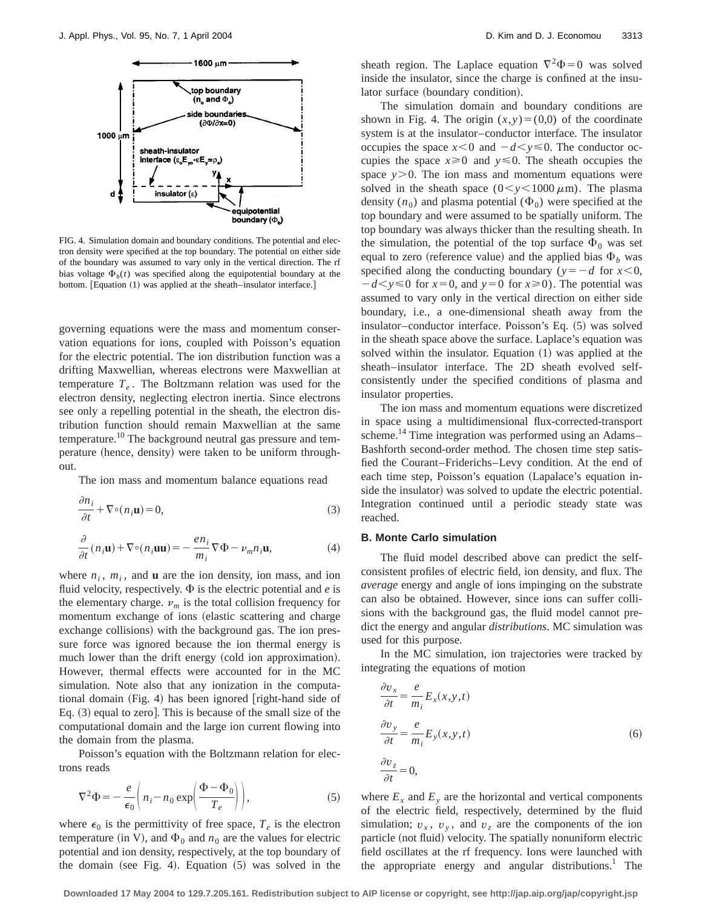FIG. 4. Simulation domain and boundary conditions. The potential and electron density were specified at the top boundary. The potential on either side of the boundary was assumed to vary only in the vertical direction. The rf bias voltage $\Phi_b(t)$ was specified along the equipotential boundary at the bottom. [Equation (1) was applied at the sheath–insulator interface.]

governing equations were the mass and momentum conservation equations for ions, coupled with Poisson's equation for the electric potential. The ion distribution function was a drifting Maxwellian, whereas electrons were Maxwellian at temperature $T_e$. The Boltzmann relation was used for the electron density, neglecting electron inertia. Since electrons see only a repelling potential in the sheath, the electron distribution function should remain Maxwellian at the same temperature.[10] The background neutral gas pressure and temperature (hence, density) were taken to be uniform throughout.

The ion mass and momentum balance equations read

$$\frac{\partial n_i}{\partial t} + \nabla \circ (n_i \mathbf{u}) = 0, \tag{3}$$

$$\frac{\partial}{\partial t}(n_i \mathbf{u}) + \nabla \circ (n_i \mathbf{u}\mathbf{u}) = -\frac{e n_i}{m_i} \nabla \Phi - \nu_m n_i \mathbf{u}, \tag{4}$$

where $n_i$, $m_i$, and $\mathbf{u}$ are the ion density, ion mass, and ion fluid velocity, respectively. $\Phi$ is the electric potential and $e$ is the elementary charge. $\nu_m$ is the total collision frequency for momentum exchange of ions (elastic scattering and charge exchange collisions) with the background gas. The ion pressure force was ignored because the ion thermal energy is much lower than the drift energy (cold ion approximation). However, thermal effects were accounted for in the MC simulation. Note also that any ionization in the computational domain (Fig. 4) has been ignored [right-hand side of Eq. (3) equal to zero]. This is because of the small size of the computational domain and the large ion current flowing into the domain from the plasma.

Poisson's equation with the Boltzmann relation for electrons reads

$$\nabla^2 \Phi = -\frac{e}{\epsilon_0} \left( n_i - n_0 \exp\left( \frac{\Phi - \Phi_0}{T_e} \right) \right), \tag{5}$$

where $\epsilon_0$ is the permittivity of free space, $T_e$ is the electron temperature (in V), and $\Phi_0$ and $n_0$ are the values for electric potential and ion density, respectively, at the top boundary of the domain (see Fig. 4). Equation (5) was solved in the sheath region. The Laplace equation $\nabla^2 \Phi = 0$ was solved inside the insulator, since the charge is confined at the insulator surface (boundary condition).

The simulation domain and boundary conditions are shown in Fig. 4. The origin $(x,y) = (0,0)$ of the coordinate system is at the insulator–conductor interface. The insulator occupies the space $x<0$ and $-d<y\leq 0$. The conductor occupies the space $x\geq 0$ and $y\leq 0$. The sheath occupies the space $y>0$. The ion mass and momentum equations were solved in the sheath space $(0<y<1000\,\mu\text{m})$. The plasma density $(n_0)$ and plasma potential $(\Phi_0)$ were specified at the top boundary and were assumed to be spatially uniform. The top boundary was always thicker than the resulting sheath. In the simulation, the potential of the top surface $\Phi_0$ was set equal to zero (reference value) and the applied bias $\Phi_b$ was specified along the conducting boundary ($y=-d$ for $x<0$, $-d<y\leq 0$ for $x=0$, and $y=0$ for $x\geq 0$). The potential was assumed to vary only in the vertical direction on either side boundary, i.e., a one-dimensional sheath away from the insulator–conductor interface. Poisson's Eq. (5) was solved in the sheath space above the surface. Laplace's equation was solved within the insulator. Equation (1) was applied at the sheath–insulator interface. The 2D sheath evolved self-consistently under the specified conditions of plasma and insulator properties.

The ion mass and momentum equations were discretized in space using a multidimensional flux-corrected-transport scheme.[14] Time integration was performed using an Adams–Bashforth second-order method. The chosen time step satisfied the Courant–Friderichs–Levy condition. At the end of each time step, Poisson's equation (Lapalace's equation inside the insulator) was solved to update the electric potential. Integration continued until a periodic steady state was reached.

### B. Monte Carlo simulation

The fluid model described above can predict the self-consistent profiles of electric field, ion density, and flux. The *average* energy and angle of ions impinging on the substrate can also be obtained. However, since ions can suffer collisions with the background gas, the fluid model cannot predict the energy and angular *distributions*. MC simulation was used for this purpose.

In the MC simulation, ion trajectories were tracked by integrating the equations of motion

$$\begin{aligned}
\frac{\partial v_x}{\partial t} &= \frac{e}{m_i} E_x(x,y,t) \\
\frac{\partial v_y}{\partial t} &= \frac{e}{m_i} E_y(x,y,t) \\
\frac{\partial v_z}{\partial t} &= 0,
\end{aligned} \tag{6}$$

where $E_x$ and $E_y$ are the horizontal and vertical components of the electric field, respectively, determined by the fluid simulation; $v_x$, $v_y$, and $v_z$ are the components of the ion particle (not fluid) velocity. The spatially nonuniform electric field oscillates at the rf frequency. Ions were launched with the appropriate energy and angular distributions.[1] The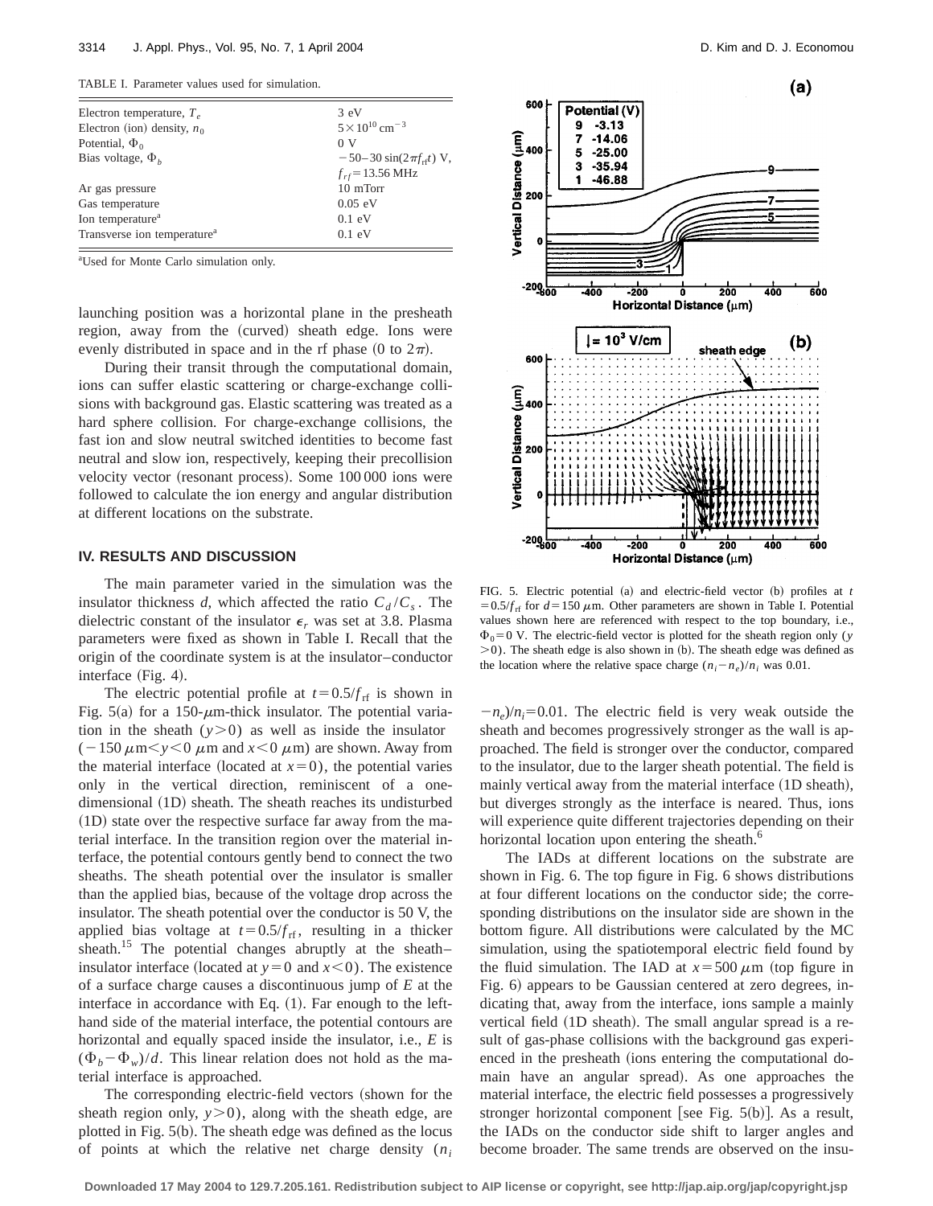TABLE I. Parameter values used for simulation.

| | |
|---|---|
| Electron temperature, $T_e$ | 3 eV |
| Electron (ion) density, $n_0$ | $5\times10^{10}$ cm$^{-3}$ |
| Potential, $\Phi_0$ | 0 V |
| Bias voltage, $\Phi_b$ | $-50-30\sin(2\pi f_{rf}t)$ V, $f_{rf}=13.56$ MHz |
| Ar gas pressure | 10 mTorr |
| Gas temperature | 0.05 eV |
| Ion temperature[a] | 0.1 eV |
| Transverse ion temperature[a] | 0.1 eV |

[a]Used for Monte Carlo simulation only.

launching position was a horizontal plane in the presheath region, away from the (curved) sheath edge. Ions were evenly distributed in space and in the rf phase (0 to $2\pi$).

During their transit through the computational domain, ions can suffer elastic scattering or charge-exchange collisions with background gas. Elastic scattering was treated as a hard sphere collision. For charge-exchange collisions, the fast ion and slow neutral switched identities to become fast neutral and slow ion, respectively, keeping their precollision velocity vector (resonant process). Some 100 000 ions were followed to calculate the ion energy and angular distribution at different locations on the substrate.

## IV. RESULTS AND DISCUSSION

The main parameter varied in the simulation was the insulator thickness $d$, which affected the ratio $C_d/C_s$. The dielectric constant of the insulator $\epsilon_r$ was set at 3.8. Plasma parameters were fixed as shown in Table I. Recall that the origin of the coordinate system is at the insulator–conductor interface (Fig. 4).

The electric potential profile at $t=0.5/f_{\rm rf}$ is shown in Fig. 5(a) for a 150-$\mu$m-thick insulator. The potential variation in the sheath ($y>0$) as well as inside the insulator ($-150\ \mu$m$<y<0\ \mu$m and $x<0\ \mu$m) are shown. Away from the material interface (located at $x=0$), the potential varies only in the vertical direction, reminiscent of a one-dimensional (1D) sheath. The sheath reaches its undisturbed (1D) state over the respective surface far away from the material interface. In the transition region over the material interface, the potential contours gently bend to connect the two sheaths. The sheath potential over the insulator is smaller than the applied bias, because of the voltage drop across the insulator. The sheath potential over the conductor is 50 V, the applied bias voltage at $t=0.5/f_{\rm rf}$, resulting in a thicker sheath.[15] The potential changes abruptly at the sheath–insulator interface (located at $y=0$ and $x<0$). The existence of a surface charge causes a discontinuous jump of $E$ at the interface in accordance with Eq. (1). Far enough to the left-hand side of the material interface, the potential contours are horizontal and equally spaced inside the insulator, i.e., $E$ is $(\Phi_b-\Phi_w)/d$. This linear relation does not hold as the material interface is approached.

The corresponding electric-field vectors (shown for the sheath region only, $y>0$), along with the sheath edge, are plotted in Fig. 5(b). The sheath edge was defined as the locus of points at which the relative net charge density $(n_i-n_e)/n_i=0.01$. The electric field is very weak outside the sheath and becomes progressively stronger as the wall is approached. The field is stronger over the conductor, compared to the insulator, due to the larger sheath potential. The field is mainly vertical away from the material interface (1D sheath), but diverges strongly as the interface is neared. Thus, ions will experience quite different trajectories depending on their horizontal location upon entering the sheath.[6]

FIG. 5. Electric potential (a) and electric-field vector (b) profiles at $t=0.5/f_{\rm rf}$ for $d=150\ \mu$m. Other parameters are shown in Table I. Potential values shown here are referenced with respect to the top boundary, i.e., $\Phi_0=0$ V. The electric-field vector is plotted for the sheath region only ($y>0$). The sheath edge is also shown in (b). The sheath edge was defined as the location where the relative space charge $(n_i-n_e)/n_i$ was 0.01.

The IADs at different locations on the substrate are shown in Fig. 6. The top figure in Fig. 6 shows distributions at four different locations on the conductor side; the corresponding distributions on the insulator side are shown in the bottom figure. All distributions were calculated by the MC simulation, using the spatiotemporal electric field found by the fluid simulation. The IAD at $x=500\ \mu$m (top figure in Fig. 6) appears to be Gaussian centered at zero degrees, indicating that, away from the interface, ions sample a mainly vertical field (1D sheath). The small angular spread is a result of gas-phase collisions with the background gas experienced in the presheath (ions entering the computational domain have an angular spread). As one approaches the material interface, the electric field possesses a progressively stronger horizontal component [see Fig. 5(b)]. As a result, the IADs on the conductor side shift to larger angles and become broader. The same trends are observed on the insu-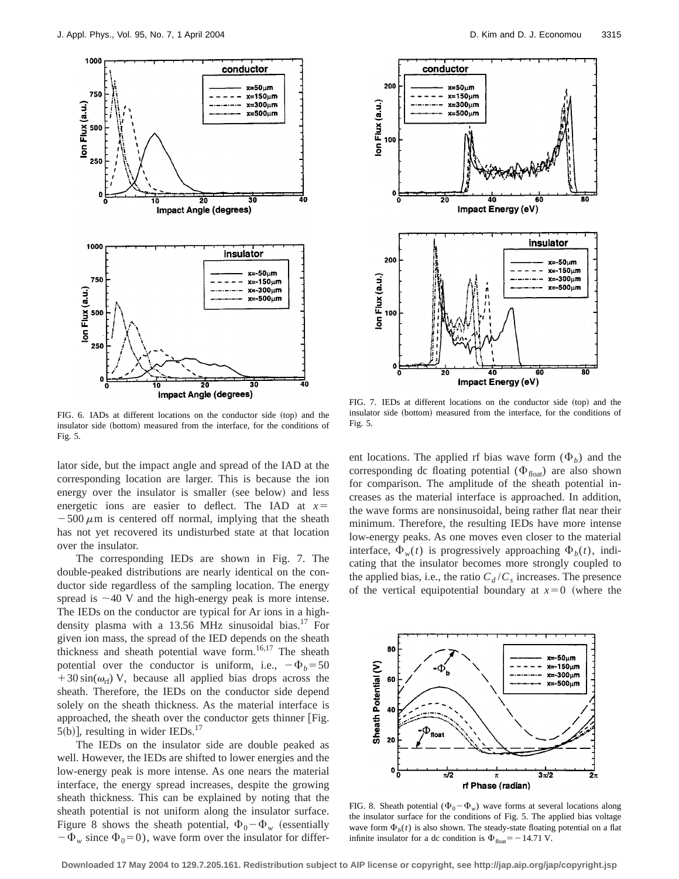FIG. 6. IADs at different locations on the conductor side (top) and the insulator side (bottom) measured from the interface, for the conditions of Fig. 5.

FIG. 7. IEDs at different locations on the conductor side (top) and the insulator side (bottom) measured from the interface, for the conditions of Fig. 5.

lator side, but the impact angle and spread of the IAD at the corresponding location are larger. This is because the ion energy over the insulator is smaller (see below) and less energetic ions are easier to deflect. The IAD at $x = -500\,\mu$m is centered off normal, implying that the sheath has not yet recovered its undisturbed state at that location over the insulator.

The corresponding IEDs are shown in Fig. 7. The double-peaked distributions are nearly identical on the conductor side regardless of the sampling location. The energy spread is ~40 V and the high-energy peak is more intense. The IEDs on the conductor are typical for Ar ions in a high-density plasma with a 13.56 MHz sinusoidal bias.[17] For given ion mass, the spread of the IED depends on the sheath thickness and sheath potential wave form.[16,17] The sheath potential over the conductor is uniform, i.e., $-\Phi_b = 50 + 30\sin(\omega_{\rm rf})$ V, because all applied bias drops across the sheath. Therefore, the IEDs on the conductor side depend solely on the sheath thickness. As the material interface is approached, the sheath over the conductor gets thinner [Fig. 5(b)], resulting in wider IEDs.[17]

The IEDs on the insulator side are double peaked as well. However, the IEDs are shifted to lower energies and the low-energy peak is more intense. As one nears the material interface, the energy spread increases, despite the growing sheath thickness. This can be explained by noting that the sheath potential is not uniform along the insulator surface. Figure 8 shows the sheath potential, $\Phi_0 - \Phi_w$ (essentially $-\Phi_w$ since $\Phi_0 = 0$), wave form over the insulator for different locations. The applied rf bias wave form ($\Phi_b$) and the corresponding dc floating potential ($\Phi_{\rm float}$) are also shown for comparison. The amplitude of the sheath potential increases as the material interface is approached. In addition, the wave forms are nonsinusoidal, being rather flat near their minimum. Therefore, the resulting IEDs have more intense low-energy peaks. As one moves even closer to the material interface, $\Phi_w(t)$ is progressively approaching $\Phi_b(t)$, indicating that the insulator becomes more strongly coupled to the applied bias, i.e., the ratio $C_d/C_s$ increases. The presence of the vertical equipotential boundary at $x=0$ (where the

FIG. 8. Sheath potential ($\Phi_0 - \Phi_w$) wave forms at several locations along the insulator surface for the conditions of Fig. 5. The applied bias voltage wave form $\Phi_b(t)$ is also shown. The steady-state floating potential on a flat infinite insulator for a dc condition is $\Phi_{\rm float} = -14.71$ V.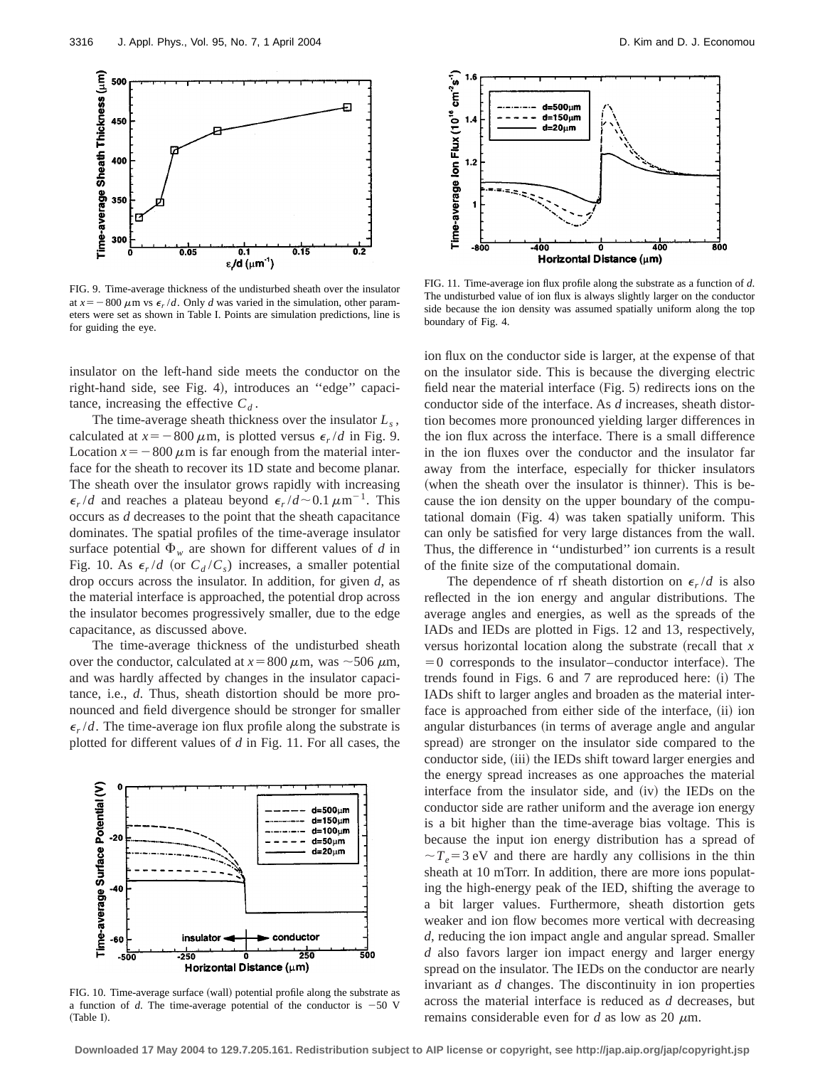FIG. 9. Time-average thickness of the undisturbed sheath over the insulator at $x = -800$ $\mu$m vs $\epsilon_r/d$. Only $d$ was varied in the simulation, other parameters were set as shown in Table I. Points are simulation predictions, line is for guiding the eye.

FIG. 11. Time-average ion flux profile along the substrate as a function of $d$. The undisturbed value of ion flux is always slightly larger on the conductor side because the ion density was assumed spatially uniform along the top boundary of Fig. 4.

insulator on the left-hand side meets the conductor on the right-hand side, see Fig. 4), introduces an "edge" capacitance, increasing the effective $C_d$.

The time-average sheath thickness over the insulator $L_s$, calculated at $x = -800$ $\mu$m, is plotted versus $\epsilon_r/d$ in Fig. 9. Location $x = -800$ $\mu$m is far enough from the material interface for the sheath to recover its 1D state and become planar. The sheath over the insulator grows rapidly with increasing $\epsilon_r/d$ and reaches a plateau beyond $\epsilon_r/d \sim 0.1$ $\mu$m$^{-1}$. This occurs as $d$ decreases to the point that the sheath capacitance dominates. The spatial profiles of the time-average insulator surface potential $\Phi_w$ are shown for different values of $d$ in Fig. 10. As $\epsilon_r/d$ (or $C_d/C_s$) increases, a smaller potential drop occurs across the insulator. In addition, for given $d$, as the material interface is approached, the potential drop across the insulator becomes progressively smaller, due to the edge capacitance, as discussed above.

The time-average thickness of the undisturbed sheath over the conductor, calculated at $x = 800$ $\mu$m, was $\sim 506$ $\mu$m, and was hardly affected by changes in the insulator capacitance, i.e., $d$. Thus, sheath distortion should be more pronounced and field divergence should be stronger for smaller $\epsilon_r/d$. The time-average ion flux profile along the substrate is plotted for different values of $d$ in Fig. 11. For all cases, the ion flux on the conductor side is larger, at the expense of that on the insulator side. This is because the diverging electric field near the material interface (Fig. 5) redirects ions on the conductor side of the interface. As $d$ increases, sheath distortion becomes more pronounced yielding larger differences in the ion flux across the interface. There is a small difference in the ion fluxes over the conductor and the insulator far away from the interface, especially for thicker insulators (when the sheath over the insulator is thinner). This is because the ion density on the upper boundary of the computational domain (Fig. 4) was taken spatially uniform. This can only be satisfied for very large distances from the wall. Thus, the difference in "undisturbed" ion currents is a result of the finite size of the computational domain.

FIG. 10. Time-average surface (wall) potential profile along the substrate as a function of $d$. The time-average potential of the conductor is $-50$ V (Table I).

The dependence of rf sheath distortion on $\epsilon_r/d$ is also reflected in the ion energy and angular distributions. The average angles and energies, as well as the spreads of the IADs and IEDs are plotted in Figs. 12 and 13, respectively, versus horizontal location along the substrate (recall that $x = 0$ corresponds to the insulator–conductor interface). The trends found in Figs. 6 and 7 are reproduced here: (i) The IADs shift to larger angles and broaden as the material interface is approached from either side of the interface, (ii) ion angular disturbances (in terms of average angle and angular spread) are stronger on the insulator side compared to the conductor side, (iii) the IEDs shift toward larger energies and the energy spread increases as one approaches the material interface from the insulator side, and (iv) the IEDs on the conductor side are rather uniform and the average ion energy is a bit higher than the time-average bias voltage. This is because the input ion energy distribution has a spread of $\sim T_e = 3$ eV and there are hardly any collisions in the thin sheath at 10 mTorr. In addition, there are more ions populating the high-energy peak of the IED, shifting the average to a bit larger values. Furthermore, sheath distortion gets weaker and ion flow becomes more vertical with decreasing $d$, reducing the ion impact angle and angular spread. Smaller $d$ also favors larger ion impact energy and larger energy spread on the insulator. The IEDs on the conductor are nearly invariant as $d$ changes. The discontinuity in ion properties across the material interface is reduced as $d$ decreases, but remains considerable even for $d$ as low as 20 $\mu$m.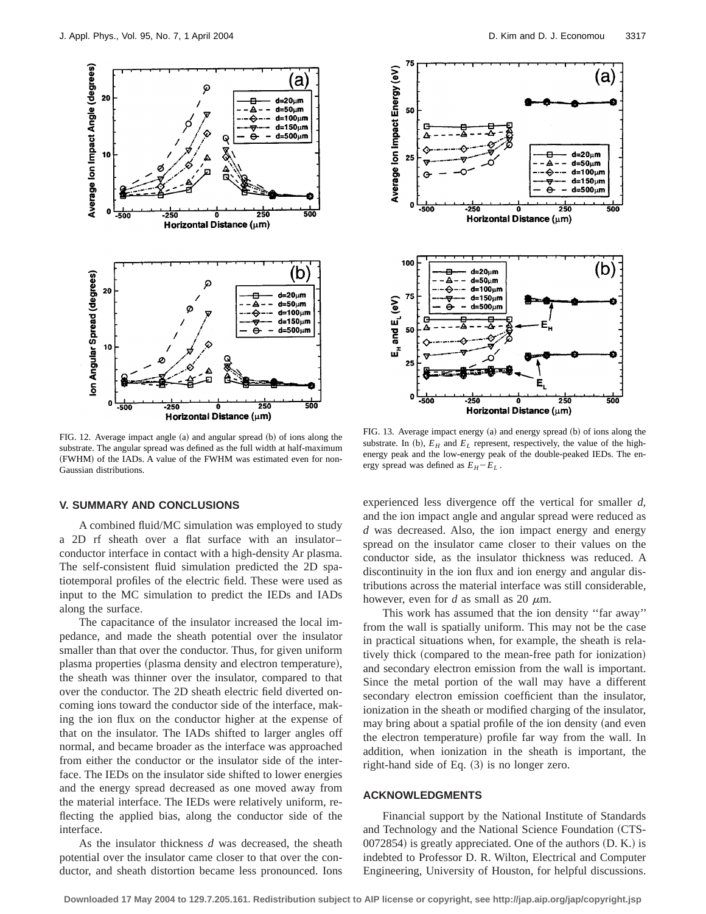FIG. 12. Average impact angle (a) and angular spread (b) of ions along the substrate. The angular spread was defined as the full width at half-maximum (FWHM) of the IADs. A value of the FWHM was estimated even for non-Gaussian distributions.

FIG. 13. Average impact energy (a) and energy spread (b) of ions along the substrate. In (b), $E_H$ and $E_L$ represent, respectively, the value of the high-energy peak and the low-energy peak of the double-peaked IEDs. The energy spread was defined as $E_H - E_L$.

## V. SUMMARY AND CONCLUSIONS

A combined fluid/MC simulation was employed to study a 2D rf sheath over a flat surface with an insulator–conductor interface in contact with a high-density Ar plasma. The self-consistent fluid simulation predicted the 2D spatiotemporal profiles of the electric field. These were used as input to the MC simulation to predict the IEDs and IADs along the surface.

The capacitance of the insulator increased the local impedance, and made the sheath potential over the insulator smaller than that over the conductor. Thus, for given uniform plasma properties (plasma density and electron temperature), the sheath was thinner over the insulator, compared to that over the conductor. The 2D sheath electric field diverted oncoming ions toward the conductor side of the interface, making the ion flux on the conductor higher at the expense of that on the insulator. The IADs shifted to larger angles off normal, and became broader as the interface was approached from either the conductor or the insulator side of the interface. The IEDs on the insulator side shifted to lower energies and the energy spread decreased as one moved away from the material interface. The IEDs were relatively uniform, reflecting the applied bias, along the conductor side of the interface.

As the insulator thickness *d* was decreased, the sheath potential over the insulator came closer to that over the conductor, and sheath distortion became less pronounced. Ions experienced less divergence off the vertical for smaller *d*, and the ion impact angle and angular spread were reduced as *d* was decreased. Also, the ion impact energy and energy spread on the insulator came closer to their values on the conductor side, as the insulator thickness was reduced. A discontinuity in the ion flux and ion energy and angular distributions across the material interface was still considerable, however, even for *d* as small as 20 $\mu$m.

This work has assumed that the ion density ''far away'' from the wall is spatially uniform. This may not be the case in practical situations when, for example, the sheath is relatively thick (compared to the mean-free path for ionization) and secondary electron emission from the wall is important. Since the metal portion of the wall may have a different secondary electron emission coefficient than the insulator, ionization in the sheath or modified charging of the insulator, may bring about a spatial profile of the ion density (and even the electron temperature) profile far way from the wall. In addition, when ionization in the sheath is important, the right-hand side of Eq. (3) is no longer zero.

## ACKNOWLEDGMENTS

Financial support by the National Institute of Standards and Technology and the National Science Foundation (CTS-0072854) is greatly appreciated. One of the authors (D. K.) is indebted to Professor D. R. Wilton, Electrical and Computer Engineering, University of Houston, for helpful discussions.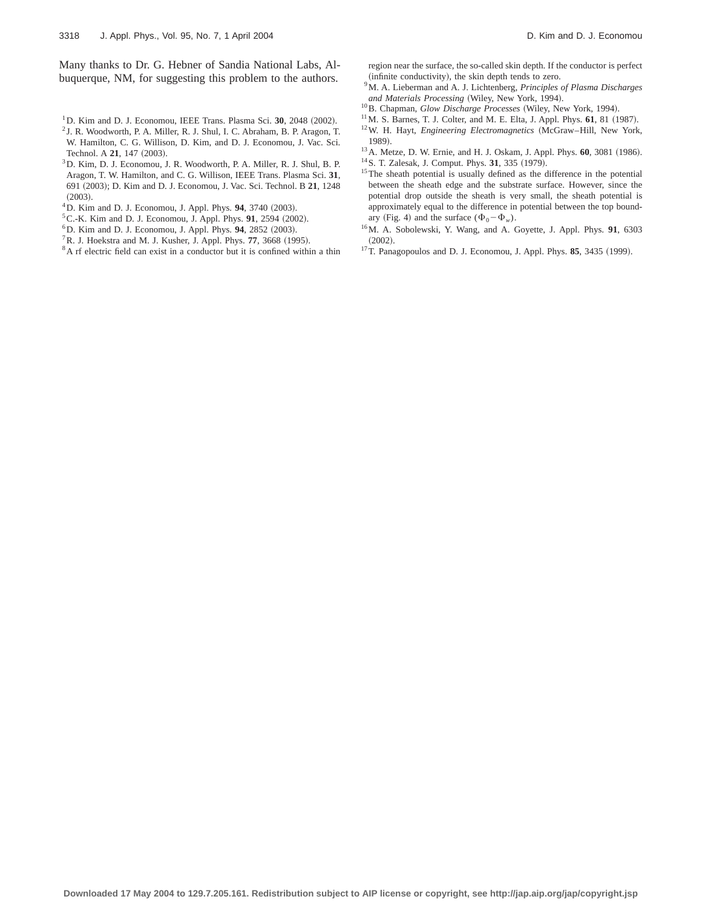Many thanks to Dr. G. Hebner of Sandia National Labs, Albuquerque, NM, for suggesting this problem to the authors.

[1] D. Kim and D. J. Economou, IEEE Trans. Plasma Sci. **30**, 2048 (2002).

[2] J. R. Woodworth, P. A. Miller, R. J. Shul, I. C. Abraham, B. P. Aragon, T. W. Hamilton, C. G. Willison, D. Kim, and D. J. Economou, J. Vac. Sci. Technol. A **21**, 147 (2003).

[3] D. Kim, D. J. Economou, J. R. Woodworth, P. A. Miller, R. J. Shul, B. P. Aragon, T. W. Hamilton, and C. G. Willison, IEEE Trans. Plasma Sci. **31**, 691 (2003); D. Kim and D. J. Economou, J. Vac. Sci. Technol. B **21**, 1248 (2003).

[4] D. Kim and D. J. Economou, J. Appl. Phys. **94**, 3740 (2003).

[5] C.-K. Kim and D. J. Economou, J. Appl. Phys. **91**, 2594 (2002).

[6] D. Kim and D. J. Economou, J. Appl. Phys. **94**, 2852 (2003).

[7] R. J. Hoekstra and M. J. Kusher, J. Appl. Phys. **77**, 3668 (1995).

[8] A rf electric field can exist in a conductor but it is confined within a thin region near the surface, the so-called skin depth. If the conductor is perfect (infinite conductivity), the skin depth tends to zero.

[9] M. A. Lieberman and A. J. Lichtenberg, *Principles of Plasma Discharges and Materials Processing* (Wiley, New York, 1994).

[10] B. Chapman, *Glow Discharge Processes* (Wiley, New York, 1994).

[11] M. S. Barnes, T. J. Colter, and M. E. Elta, J. Appl. Phys. **61**, 81 (1987).

[12] W. H. Hayt, *Engineering Electromagnetics* (McGraw–Hill, New York, 1989).

[13] A. Metze, D. W. Ernie, and H. J. Oskam, J. Appl. Phys. **60**, 3081 (1986).

[14] S. T. Zalesak, J. Comput. Phys. **31**, 335 (1979).

[15] The sheath potential is usually defined as the difference in the potential between the sheath edge and the substrate surface. However, since the potential drop outside the sheath is very small, the sheath potential is approximately equal to the difference in potential between the top boundary (Fig. 4) and the surface ($\Phi_0 - \Phi_w$).

[16] M. A. Sobolewski, Y. Wang, and A. Goyette, J. Appl. Phys. **91**, 6303 (2002).

[17] T. Panagopoulos and D. J. Economou, J. Appl. Phys. **85**, 3435 (1999).